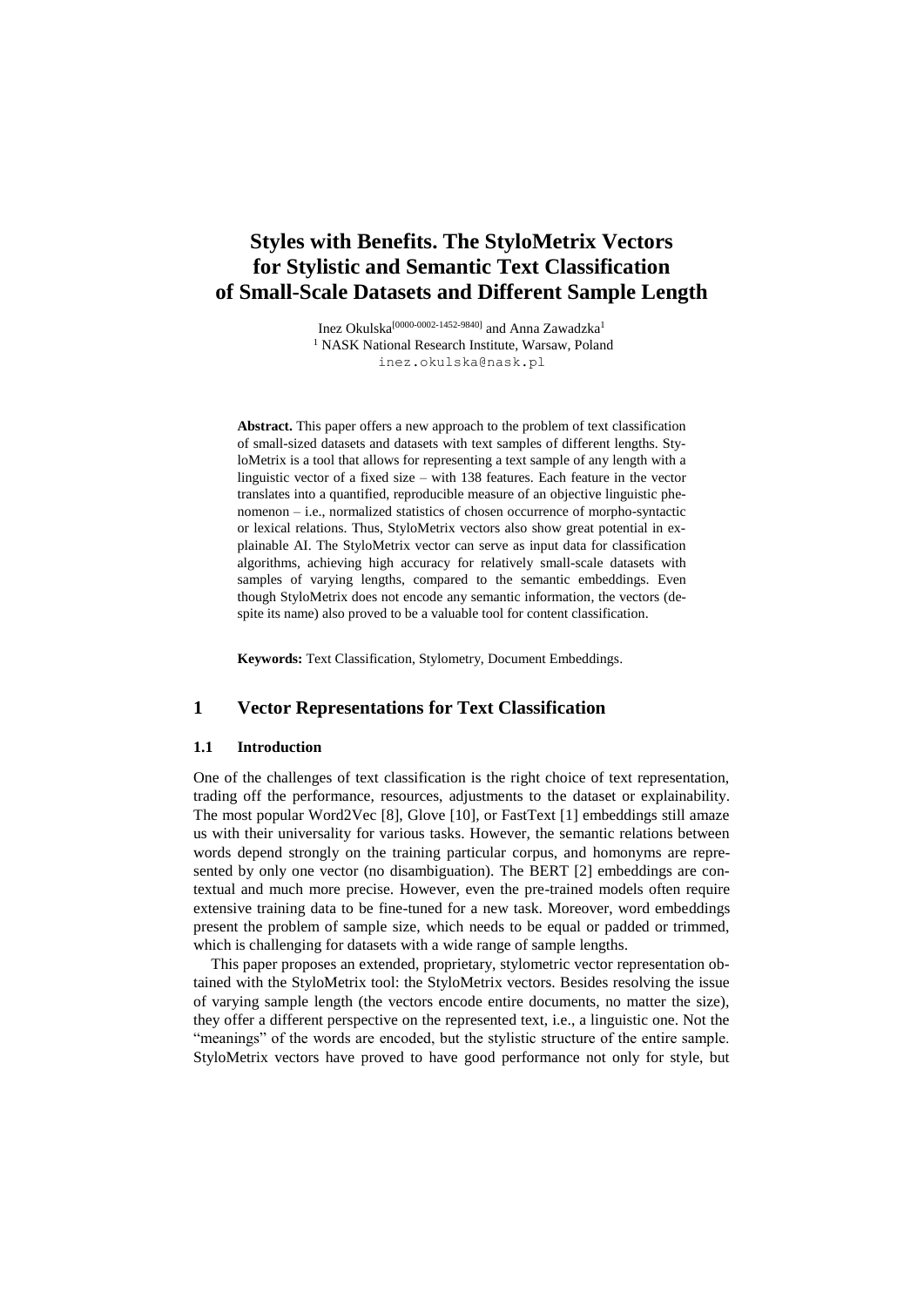# Styles with Benefits. The StyloMetrix Vectors for Stylistic and Semantic Text Classification of Small-Scale Datasets and Different Sample Length

Inez Okulska[0000-0002-1452-9840] and Anna Zawadzka[1]

[1] NASK National Research Institute, Warsaw, Poland

inez.okulska@nask.pl

**Abstract.** This paper offers a new approach to the problem of text classification of small-sized datasets and datasets with text samples of different lengths. StyloMetrix is a tool that allows for representing a text sample of any length with a linguistic vector of a fixed size – with 138 features. Each feature in the vector translates into a quantified, reproducible measure of an objective linguistic phenomenon – i.e., normalized statistics of chosen occurrence of morpho-syntactic or lexical relations. Thus, StyloMetrix vectors also show great potential in explainable AI. The StyloMetrix vector can serve as input data for classification algorithms, achieving high accuracy for relatively small-scale datasets with samples of varying lengths, compared to the semantic embeddings. Even though StyloMetrix does not encode any semantic information, the vectors (despite its name) also proved to be a valuable tool for content classification.

**Keywords:** Text Classification, Stylometry, Document Embeddings.

## 1 Vector Representations for Text Classification

### 1.1 Introduction

One of the challenges of text classification is the right choice of text representation, trading off the performance, resources, adjustments to the dataset or explainability. The most popular Word2Vec [8], Glove [10], or FastText [1] embeddings still amaze us with their universality for various tasks. However, the semantic relations between words depend strongly on the training particular corpus, and homonyms are represented by only one vector (no disambiguation). The BERT [2] embeddings are contextual and much more precise. However, even the pre-trained models often require extensive training data to be fine-tuned for a new task. Moreover, word embeddings present the problem of sample size, which needs to be equal or padded or trimmed, which is challenging for datasets with a wide range of sample lengths.

This paper proposes an extended, proprietary, stylometric vector representation obtained with the StyloMetrix tool: the StyloMetrix vectors. Besides resolving the issue of varying sample length (the vectors encode entire documents, no matter the size), they offer a different perspective on the represented text, i.e., a linguistic one. Not the "meanings" of the words are encoded, but the stylistic structure of the entire sample. StyloMetrix vectors have proved to have good performance not only for style, but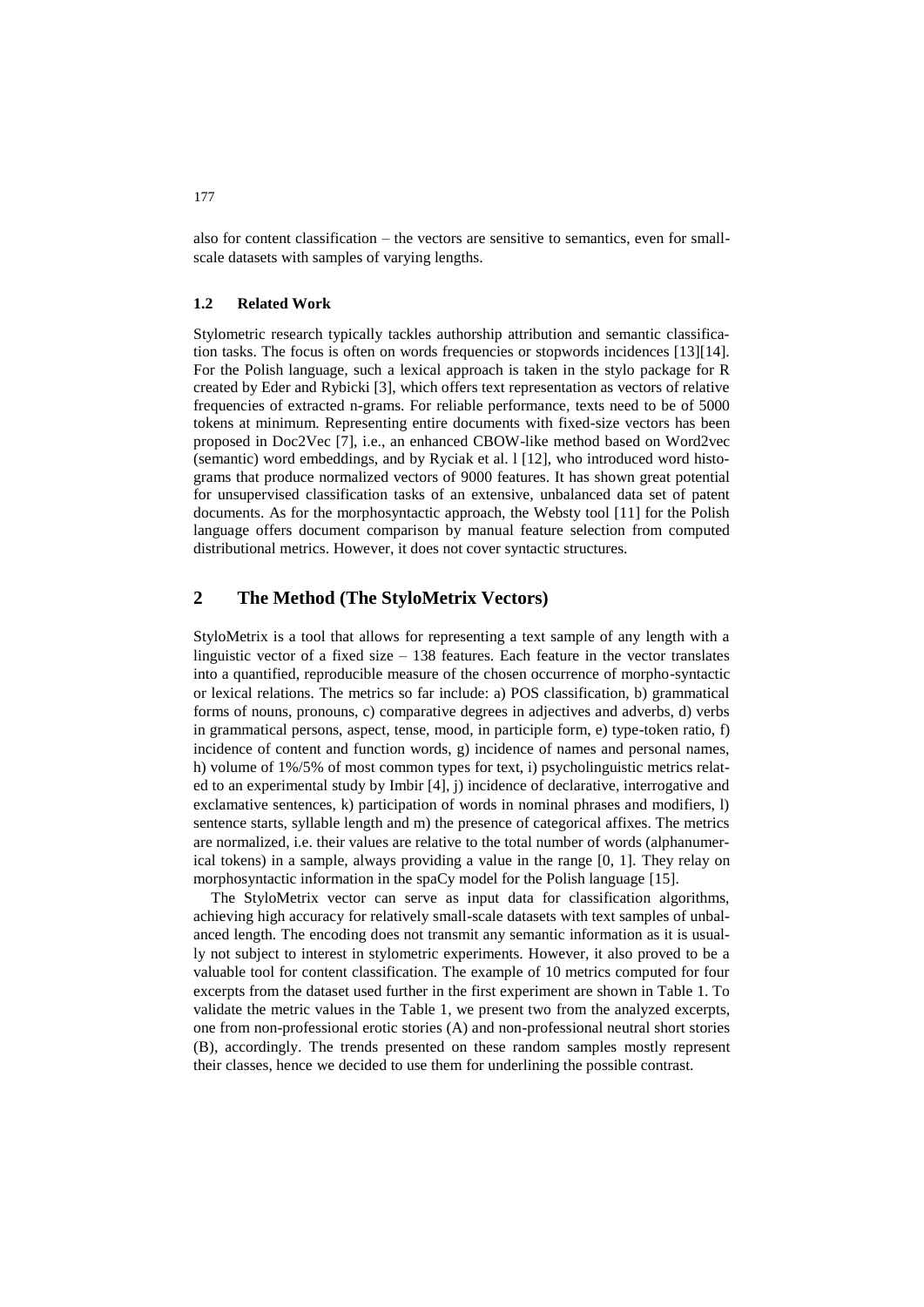also for content classification – the vectors are sensitive to semantics, even for small-scale datasets with samples of varying lengths.

### 1.2 Related Work

Stylometric research typically tackles authorship attribution and semantic classification tasks. The focus is often on words frequencies or stopwords incidences [13][14]. For the Polish language, such a lexical approach is taken in the stylo package for R created by Eder and Rybicki [3], which offers text representation as vectors of relative frequencies of extracted n-grams. For reliable performance, texts need to be of 5000 tokens at minimum. Representing entire documents with fixed-size vectors has been proposed in Doc2Vec [7], i.e., an enhanced CBOW-like method based on Word2vec (semantic) word embeddings, and by Ryciak et al. l [12], who introduced word histograms that produce normalized vectors of 9000 features. It has shown great potential for unsupervised classification tasks of an extensive, unbalanced data set of patent documents. As for the morphosyntactic approach, the Websty tool [11] for the Polish language offers document comparison by manual feature selection from computed distributional metrics. However, it does not cover syntactic structures.

## 2 The Method (The StyloMetrix Vectors)

StyloMetrix is a tool that allows for representing a text sample of any length with a linguistic vector of a fixed size – 138 features. Each feature in the vector translates into a quantified, reproducible measure of the chosen occurrence of morpho-syntactic or lexical relations. The metrics so far include: a) POS classification, b) grammatical forms of nouns, pronouns, c) comparative degrees in adjectives and adverbs, d) verbs in grammatical persons, aspect, tense, mood, in participle form, e) type-token ratio, f) incidence of content and function words, g) incidence of names and personal names, h) volume of 1%/5% of most common types for text, i) psycholinguistic metrics related to an experimental study by Imbir [4], j) incidence of declarative, interrogative and exclamative sentences, k) participation of words in nominal phrases and modifiers, l) sentence starts, syllable length and m) the presence of categorical affixes. The metrics are normalized, i.e. their values are relative to the total number of words (alphanumerical tokens) in a sample, always providing a value in the range [0, 1]. They relay on morphosyntactic information in the spaCy model for the Polish language [15].

The StyloMetrix vector can serve as input data for classification algorithms, achieving high accuracy for relatively small-scale datasets with text samples of unbalanced length. The encoding does not transmit any semantic information as it is usually not subject to interest in stylometric experiments. However, it also proved to be a valuable tool for content classification. The example of 10 metrics computed for four excerpts from the dataset used further in the first experiment are shown in Table 1. To validate the metric values in the Table 1, we present two from the analyzed excerpts, one from non-professional erotic stories (A) and non-professional neutral short stories (B), accordingly. The trends presented on these random samples mostly represent their classes, hence we decided to use them for underlining the possible contrast.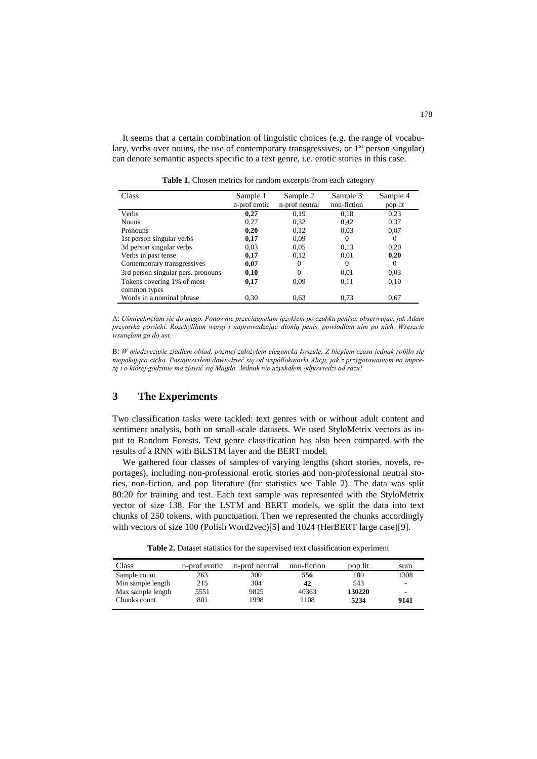It seems that a certain combination of linguistic choices (e.g. the range of vocabulary, verbs over nouns, the use of contemporary transgressives, or 1[st] person singular) can denote semantic aspects specific to a text genre, i.e. erotic stories in this case.

**Table 1.** Chosen metrics for random excerpts from each category

| Class | Sample 1<br>n-prof erotic | Sample 2<br>n-prof neutral | Sample 3<br>non-fiction | Sample 4<br>pop lit |
|---|---|---|---|---|
| Verbs | **0,27** | 0,19 | 0,18 | 0,23 |
| Nouns | 0,27 | 0,32 | 0,42 | 0,37 |
| Pronouns | **0,20** | 0,12 | 0,03 | 0,07 |
| 1st person singular verbs | **0,17** | 0,09 | 0 | 0 |
| 3d person singular verbs | 0,03 | 0,05 | 0,13 | 0,20 |
| Verbs in past tense | **0,17** | 0,12 | 0,01 | **0,20** |
| Contemporary transgressives | **0,07** | 0 | 0 | 0 |
| 3rd person singular pers. pronouns | **0,10** | 0 | 0,01 | 0,03 |
| Tokens covering 1% of most common types | **0,17** | 0,09 | 0,11 | 0,10 |
| Words in a nominal phrase | 0,30 | 0,63 | 0,73 | 0,67 |

A: *Uśmiechnęłam się do niego. Ponownie przeciągnęłam językiem po czubku penisa, obserwując, jak Adam przymyka powieki. Rozchyliłam wargi i naprowadzając dłonią penis, powiodłam nim po nich. Wreszcie wsunęłam go do ust.*

B: *W międzyczasie zjadłem obiad, później założyłem elegancką koszulę. Z biegiem czasu jednak robiło się niepokojąco cicho. Postanowiłem dowiedzieć się od współlokatorki Alicji, jak z przygotowaniem na imprezę i o której godzinie ma zjawić się Magda. Jednak nie uzyskałem odpowiedzi od razu!*

## 3 The Experiments

Two classification tasks were tackled: text genres with or without adult content and sentiment analysis, both on small-scale datasets. We used StyloMetrix vectors as input to Random Forests. Text genre classification has also been compared with the results of a RNN with BiLSTM layer and the BERT model.

We gathered four classes of samples of varying lengths (short stories, novels, reportages), including non-professional erotic stories and non-professional neutral stories, non-fiction, and pop literature (for statistics see Table 2). The data was split 80:20 for training and test. Each text sample was represented with the StyloMetrix vector of size 138. For the LSTM and BERT models, we split the data into text chunks of 250 tokens, with punctuation. Then we represented the chunks accordingly with vectors of size 100 (Polish Word2vec)[5] and 1024 (HerBERT large case)[9].

**Table 2.** Dataset statistics for the supervised text classification experiment

| Class | n-prof erotic | n-prof neutral | non-fiction | pop lit | sum |
|---|---|---|---|---|---|
| Sample count | 263 | 300 | **556** | 189 | 1308 |
| Min sample length | 215 | 304 | **42** | 543 | - |
| Max sample length | 5551 | 9825 | 40363 | **130220** | - |
| Chunks count | 801 | 1998 | 1108 | **5234** | **9141** |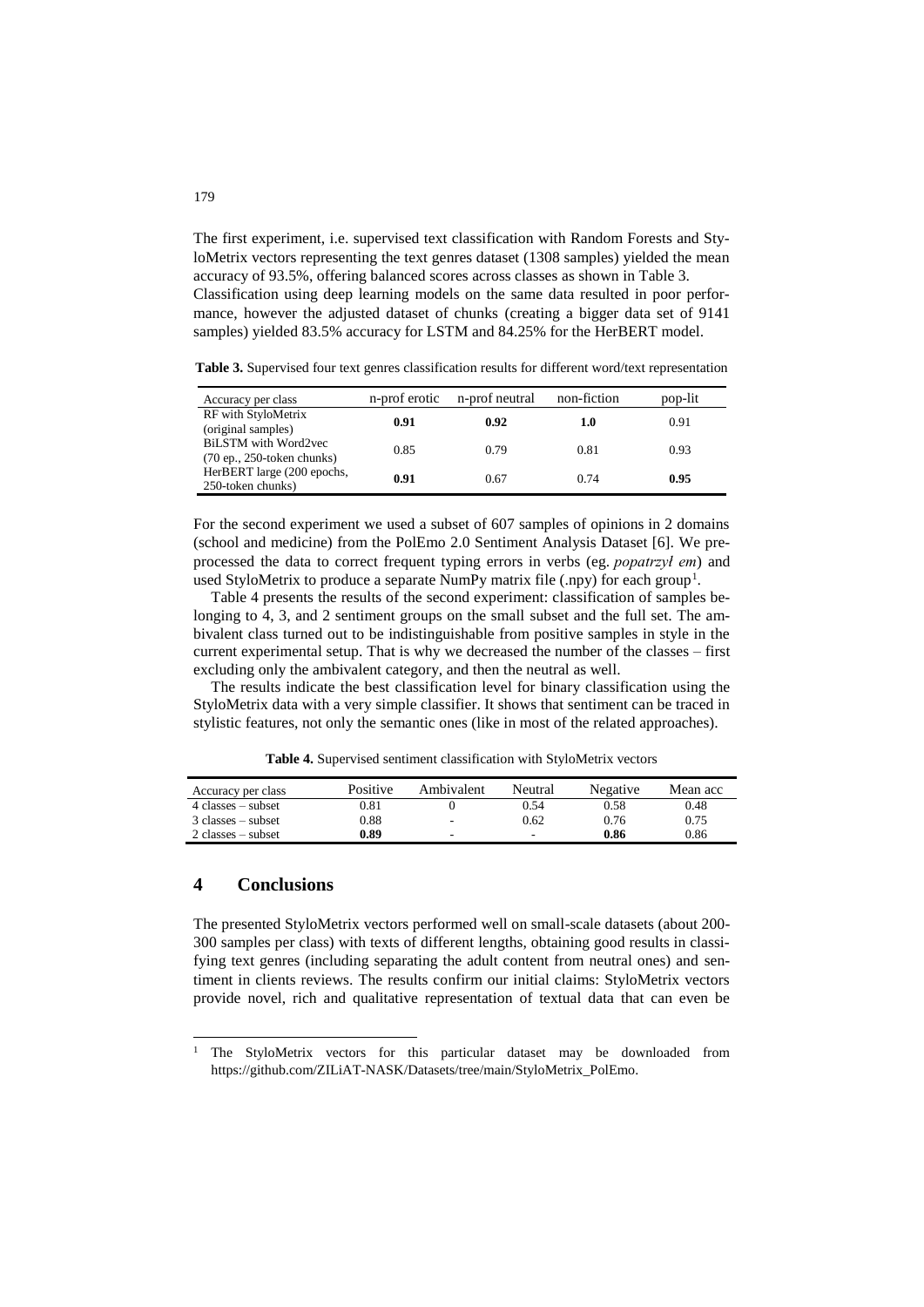The first experiment, i.e. supervised text classification with Random Forests and StyloMetrix vectors representing the text genres dataset (1308 samples) yielded the mean accuracy of 93.5%, offering balanced scores across classes as shown in Table 3. Classification using deep learning models on the same data resulted in poor performance, however the adjusted dataset of chunks (creating a bigger data set of 9141 samples) yielded 83.5% accuracy for LSTM and 84.25% for the HerBERT model.

**Table 3.** Supervised four text genres classification results for different word/text representation

| Accuracy per class | n-prof erotic | n-prof neutral | non-fiction | pop-lit |
|---|---|---|---|---|
| RF with StyloMetrix (original samples) | **0.91** | **0.92** | **1.0** | 0.91 |
| BiLSTM with Word2vec (70 ep., 250-token chunks) | 0.85 | 0.79 | 0.81 | 0.93 |
| HerBERT large (200 epochs, 250-token chunks) | **0.91** | 0.67 | 0.74 | **0.95** |

For the second experiment we used a subset of 607 samples of opinions in 2 domains (school and medicine) from the PolEmo 2.0 Sentiment Analysis Dataset [6]. We preprocessed the data to correct frequent typing errors in verbs (eg. *popatrzył em*) and used StyloMetrix to produce a separate NumPy matrix file (.npy) for each group[1].

Table 4 presents the results of the second experiment: classification of samples belonging to 4, 3, and 2 sentiment groups on the small subset and the full set. The ambivalent class turned out to be indistinguishable from positive samples in style in the current experimental setup. That is why we decreased the number of the classes – first excluding only the ambivalent category, and then the neutral as well.

The results indicate the best classification level for binary classification using the StyloMetrix data with a very simple classifier. It shows that sentiment can be traced in stylistic features, not only the semantic ones (like in most of the related approaches).

**Table 4.** Supervised sentiment classification with StyloMetrix vectors

| Accuracy per class | Positive | Ambivalent | Neutral | Negative | Mean acc |
|---|---|---|---|---|---|
| 4 classes – subset | 0.81 | 0 | 0.54 | 0.58 | 0.48 |
| 3 classes – subset | 0.88 | - | 0.62 | 0.76 | 0.75 |
| 2 classes – subset | **0.89** | - | - | **0.86** | 0.86 |

## 4 Conclusions

The presented StyloMetrix vectors performed well on small-scale datasets (about 200-300 samples per class) with texts of different lengths, obtaining good results in classifying text genres (including separating the adult content from neutral ones) and sentiment in clients reviews. The results confirm our initial claims: StyloMetrix vectors provide novel, rich and qualitative representation of textual data that can even be

[1] The StyloMetrix vectors for this particular dataset may be downloaded from https://github.com/ZILiAT-NASK/Datasets/tree/main/StyloMetrix_PolEmo.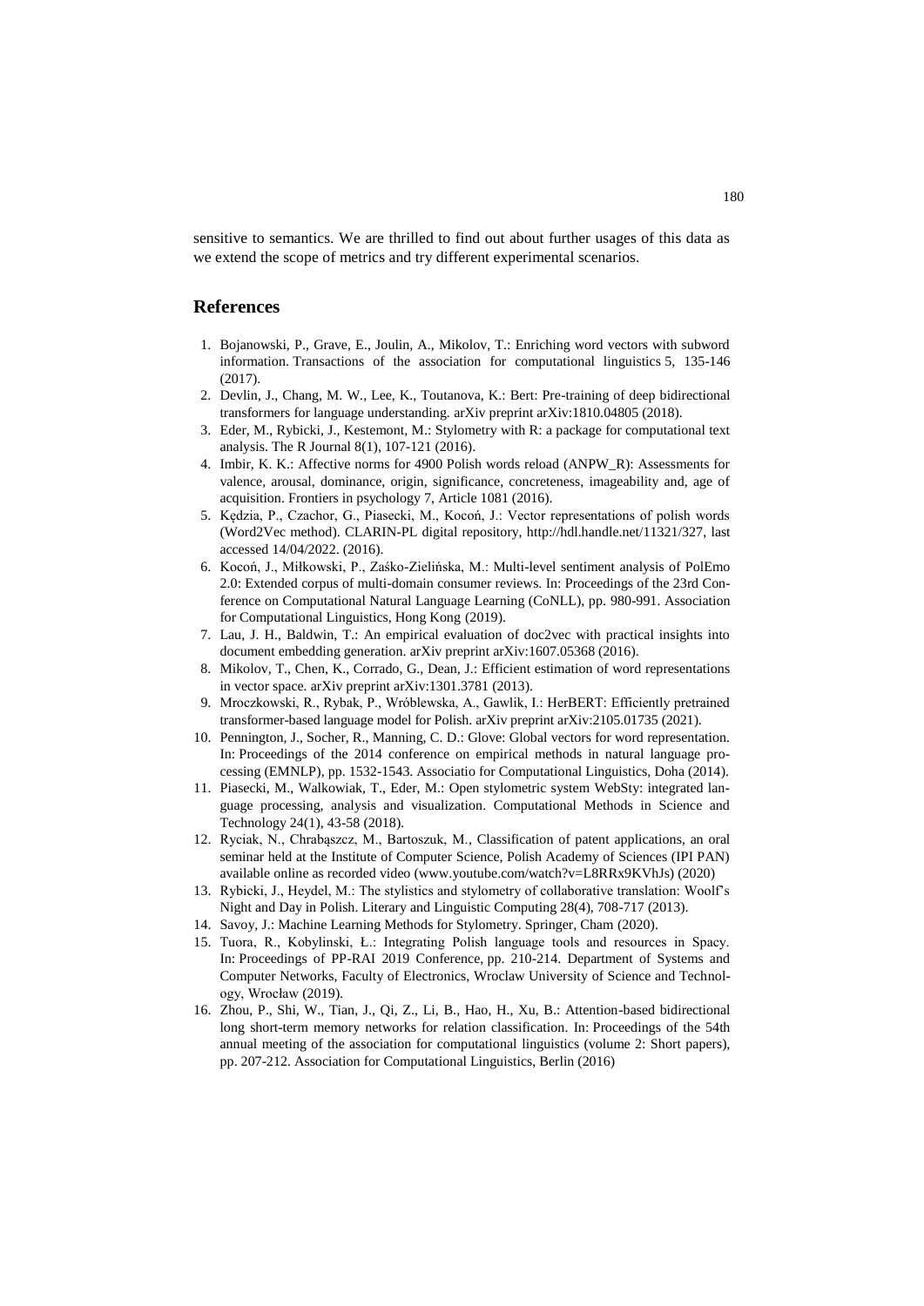sensitive to semantics. We are thrilled to find out about further usages of this data as we extend the scope of metrics and try different experimental scenarios.

## References

1. Bojanowski, P., Grave, E., Joulin, A., Mikolov, T.: Enriching word vectors with subword information. Transactions of the association for computational linguistics 5, 135-146 (2017).
2. Devlin, J., Chang, M. W., Lee, K., Toutanova, K.: Bert: Pre-training of deep bidirectional transformers for language understanding. arXiv preprint arXiv:1810.04805 (2018).
3. Eder, M., Rybicki, J., Kestemont, M.: Stylometry with R: a package for computational text analysis. The R Journal 8(1), 107-121 (2016).
4. Imbir, K. K.: Affective norms for 4900 Polish words reload (ANPW_R): Assessments for valence, arousal, dominance, origin, significance, concreteness, imageability and, age of acquisition. Frontiers in psychology 7, Article 1081 (2016).
5. Kędzia, P., Czachor, G., Piasecki, M., Kocoń, J.: Vector representations of polish words (Word2Vec method). CLARIN-PL digital repository, http://hdl.handle.net/11321/327, last accessed 14/04/2022. (2016).
6. Kocoń, J., Miłkowski, P., Zaśko-Zielińska, M.: Multi-level sentiment analysis of PolEmo 2.0: Extended corpus of multi-domain consumer reviews. In: Proceedings of the 23rd Conference on Computational Natural Language Learning (CoNLL), pp. 980-991. Association for Computational Linguistics, Hong Kong (2019).
7. Lau, J. H., Baldwin, T.: An empirical evaluation of doc2vec with practical insights into document embedding generation. arXiv preprint arXiv:1607.05368 (2016).
8. Mikolov, T., Chen, K., Corrado, G., Dean, J.: Efficient estimation of word representations in vector space. arXiv preprint arXiv:1301.3781 (2013).
9. Mroczkowski, R., Rybak, P., Wróblewska, A., Gawlik, I.: HerBERT: Efficiently pretrained transformer-based language model for Polish. arXiv preprint arXiv:2105.01735 (2021).
10. Pennington, J., Socher, R., Manning, C. D.: Glove: Global vectors for word representation. In: Proceedings of the 2014 conference on empirical methods in natural language processing (EMNLP), pp. 1532-1543. Associatio for Computational Linguistics, Doha (2014).
11. Piasecki, M., Walkowiak, T., Eder, M.: Open stylometric system WebSty: integrated language processing, analysis and visualization. Computational Methods in Science and Technology 24(1), 43-58 (2018).
12. Ryciak, N., Chrabąszcz, M., Bartoszuk, M., Classification of patent applications, an oral seminar held at the Institute of Computer Science, Polish Academy of Sciences (IPI PAN) available online as recorded video (www.youtube.com/watch?v=L8RRx9KVhJs) (2020)
13. Rybicki, J., Heydel, M.: The stylistics and stylometry of collaborative translation: Woolf's Night and Day in Polish. Literary and Linguistic Computing 28(4), 708-717 (2013).
14. Savoy, J.: Machine Learning Methods for Stylometry. Springer, Cham (2020).
15. Tuora, R., Kobylinski, Ł.: Integrating Polish language tools and resources in Spacy. In: Proceedings of PP-RAI 2019 Conference, pp. 210-214. Department of Systems and Computer Networks, Faculty of Electronics, Wroclaw University of Science and Technology, Wrocław (2019).
16. Zhou, P., Shi, W., Tian, J., Qi, Z., Li, B., Hao, H., Xu, B.: Attention-based bidirectional long short-term memory networks for relation classification. In: Proceedings of the 54th annual meeting of the association for computational linguistics (volume 2: Short papers), pp. 207-212. Association for Computational Linguistics, Berlin (2016)